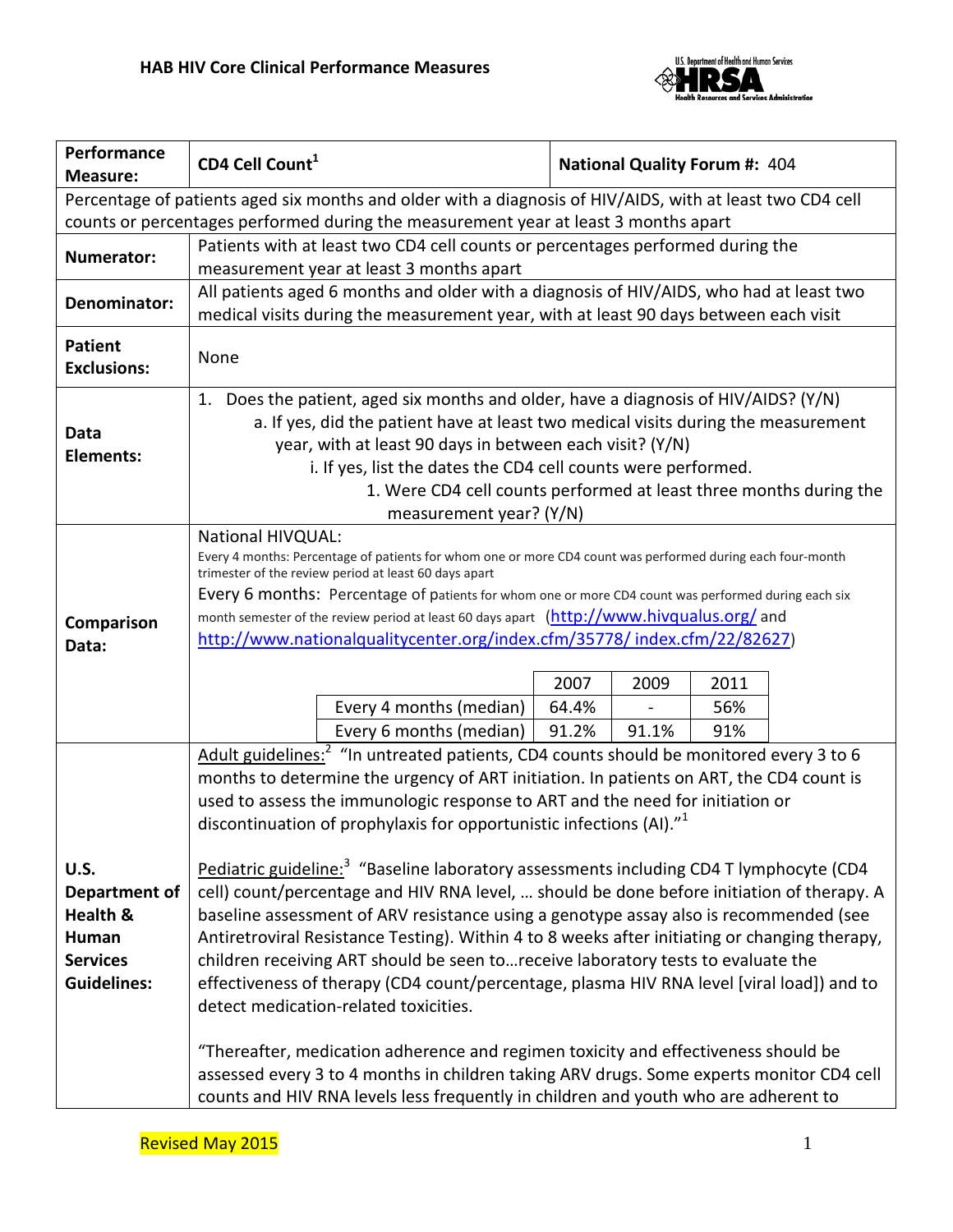## HAB HIV Core Clinical Performance Measures

| **Performance Measure:** | **CD4 Cell Count**[1] | **National Quality Forum #:** 404 |
|---|---|---|
| Percentage of patients aged six months and older with a diagnosis of HIV/AIDS, with at least two CD4 cell counts or percentages performed during the measurement year at least 3 months apart | | |
| **Numerator:** | Patients with at least two CD4 cell counts or percentages performed during the measurement year at least 3 months apart | |
| **Denominator:** | All patients aged 6 months and older with a diagnosis of HIV/AIDS, who had at least two medical visits during the measurement year, with at least 90 days between each visit | |
| **Patient Exclusions:** | None | |
| **Data Elements:** | 1. Does the patient, aged six months and older, have a diagnosis of HIV/AIDS? (Y/N)<br>a. If yes, did the patient have at least two medical visits during the measurement year, with at least 90 days in between each visit? (Y/N)<br>i. If yes, list the dates the CD4 cell counts were performed.<br>1. Were CD4 cell counts performed at least three months during the measurement year? (Y/N) | |
| **Comparison Data:** | National HIVQUAL:<br>Every 4 months: Percentage of patients for whom one or more CD4 count was performed during each four-month trimester of the review period at least 60 days apart<br>Every 6 months: Percentage of patients for whom one or more CD4 count was performed during each six month semester of the review period at least 60 days apart (http://www.hivqualus.org/ and http://www.nationalqualitycenter.org/index.cfm/35778/ index.cfm/22/82627) | |
| **U.S. Department of Health & Human Services Guidelines:** | Adult guidelines:[2] "In untreated patients, CD4 counts should be monitored every 3 to 6 months to determine the urgency of ART initiation. In patients on ART, the CD4 count is used to assess the immunologic response to ART and the need for initiation or discontinuation of prophylaxis for opportunistic infections (AI)."[1]<br><br>Pediatric guideline:[3] "Baseline laboratory assessments including CD4 T lymphocyte (CD4 cell) count/percentage and HIV RNA level, … should be done before initiation of therapy. A baseline assessment of ARV resistance using a genotype assay also is recommended (see Antiretroviral Resistance Testing). Within 4 to 8 weeks after initiating or changing therapy, children receiving ART should be seen to…receive laboratory tests to evaluate the effectiveness of therapy (CD4 count/percentage, plasma HIV RNA level [viral load]) and to detect medication-related toxicities.<br><br>"Thereafter, medication adherence and regimen toxicity and effectiveness should be assessed every 3 to 4 months in children taking ARV drugs. Some experts monitor CD4 cell counts and HIV RNA levels less frequently in children and youth who are adherent to | |

Comparison Data (National HIVQUAL):

| | 2007 | 2009 | 2011 |
|---|---|---|---|
| Every 4 months (median) | 64.4% | - | 56% |
| Every 6 months (median) | 91.2% | 91.1% | 91% |

Revised May 2015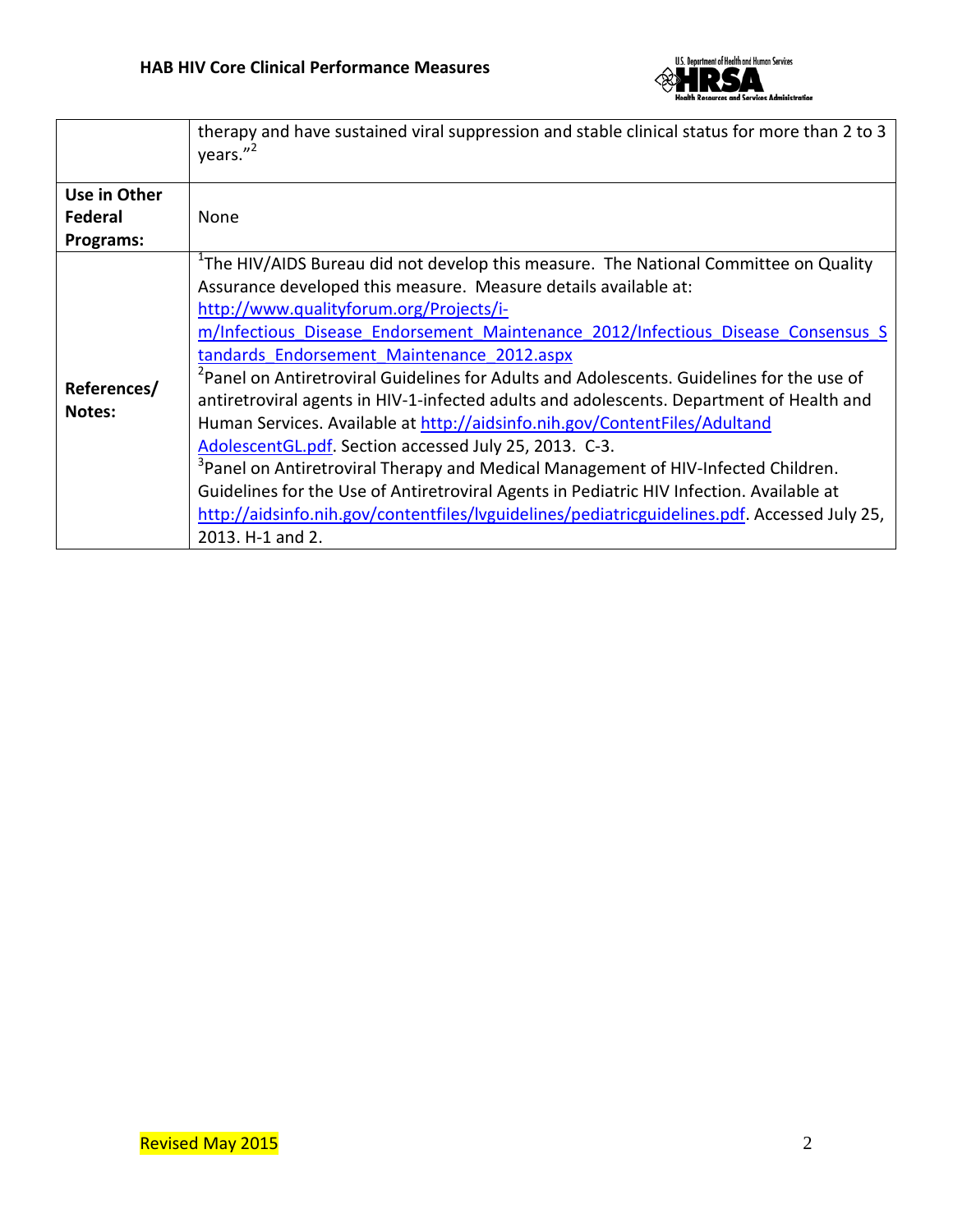| | |
|---|---|
| | therapy and have sustained viral suppression and stable clinical status for more than 2 to 3 years."[2] |
| **Use in Other Federal Programs:** | None |
| **References/ Notes:** | [1]The HIV/AIDS Bureau did not develop this measure. The National Committee on Quality Assurance developed this measure. Measure details available at: http://www.qualityforum.org/Projects/i-m/Infectious_Disease_Endorsement_Maintenance_2012/Infectious_Disease_Consensus_Standards_Endorsement_Maintenance_2012.aspx<br>[2]Panel on Antiretroviral Guidelines for Adults and Adolescents. Guidelines for the use of antiretroviral agents in HIV-1-infected adults and adolescents. Department of Health and Human Services. Available at http://aidsinfo.nih.gov/ContentFiles/AdultandAdolescentGL.pdf. Section accessed July 25, 2013. C-3.<br>[3]Panel on Antiretroviral Therapy and Medical Management of HIV-Infected Children. Guidelines for the Use of Antiretroviral Agents in Pediatric HIV Infection. Available at http://aidsinfo.nih.gov/contentfiles/lvguidelines/pediatricguidelines.pdf. Accessed July 25, 2013. H-1 and 2. |

Revised May 2015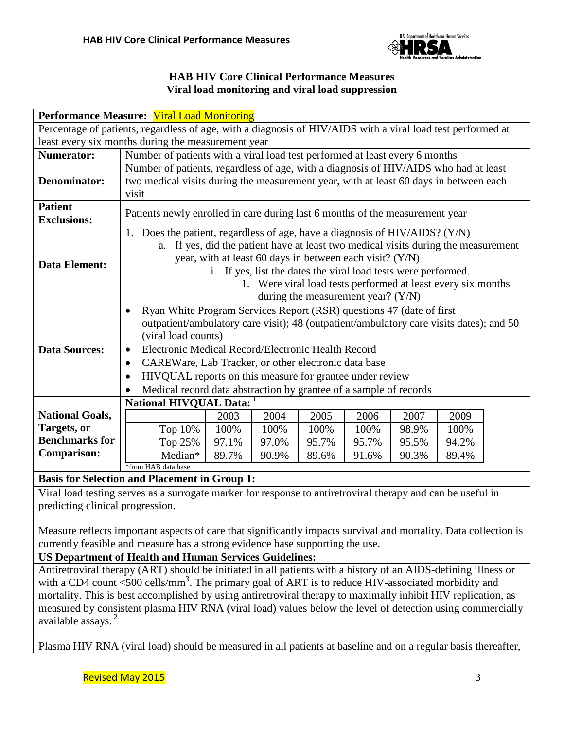# HAB HIV Core Clinical Performance Measures
## Viral load monitoring and viral load suppression

**Performance Measure: Viral Load Monitoring**

Percentage of patients, regardless of age, with a diagnosis of HIV/AIDS with a viral load test performed at least every six months during the measurement year

**Numerator:** Number of patients with a viral load test performed at least every 6 months

**Denominator:** Number of patients, regardless of age, with a diagnosis of HIV/AIDS who had at least two medical visits during the measurement year, with at least 60 days in between each visit

**Patient Exclusions:** Patients newly enrolled in care during last 6 months of the measurement year

**Data Element:**

1. Does the patient, regardless of age, have a diagnosis of HIV/AIDS? (Y/N)
   a. If yes, did the patient have at least two medical visits during the measurement year, with at least 60 days in between each visit? (Y/N)
      i. If yes, list the dates the viral load tests were performed.
         1. Were viral load tests performed at least every six months during the measurement year? (Y/N)

**Data Sources:**

- Ryan White Program Services Report (RSR) questions 47 (date of first outpatient/ambulatory care visit); 48 (outpatient/ambulatory care visits dates); and 50 (viral load counts)
- Electronic Medical Record/Electronic Health Record
- CAREWare, Lab Tracker, or other electronic data base
- HIVQUAL reports on this measure for grantee under review
- Medical record data abstraction by grantee of a sample of records

**National Goals, Targets, or Benchmarks for Comparison:**

**National HIVQUAL Data:** [1]

| | 2003 | 2004 | 2005 | 2006 | 2007 | 2009 |
|---|---|---|---|---|---|---|
| Top 10% | 100% | 100% | 100% | 100% | 98.9% | 100% |
| Top 25% | 97.1% | 97.0% | 95.7% | 95.7% | 95.5% | 94.2% |
| Median* | 89.7% | 90.9% | 89.6% | 91.6% | 90.3% | 89.4% |

*from HAB data base

**Basis for Selection and Placement in Group 1:**

Viral load testing serves as a surrogate marker for response to antiretroviral therapy and can be useful in predicting clinical progression.

Measure reflects important aspects of care that significantly impacts survival and mortality. Data collection is currently feasible and measure has a strong evidence base supporting the use.

**US Department of Health and Human Services Guidelines:**

Antiretroviral therapy (ART) should be initiated in all patients with a history of an AIDS-defining illness or with a CD4 count <500 cells/mm$^3$. The primary goal of ART is to reduce HIV-associated morbidity and mortality. This is best accomplished by using antiretroviral therapy to maximally inhibit HIV replication, as measured by consistent plasma HIV RNA (viral load) values below the level of detection using commercially available assays. [2]

Plasma HIV RNA (viral load) should be measured in all patients at baseline and on a regular basis thereafter,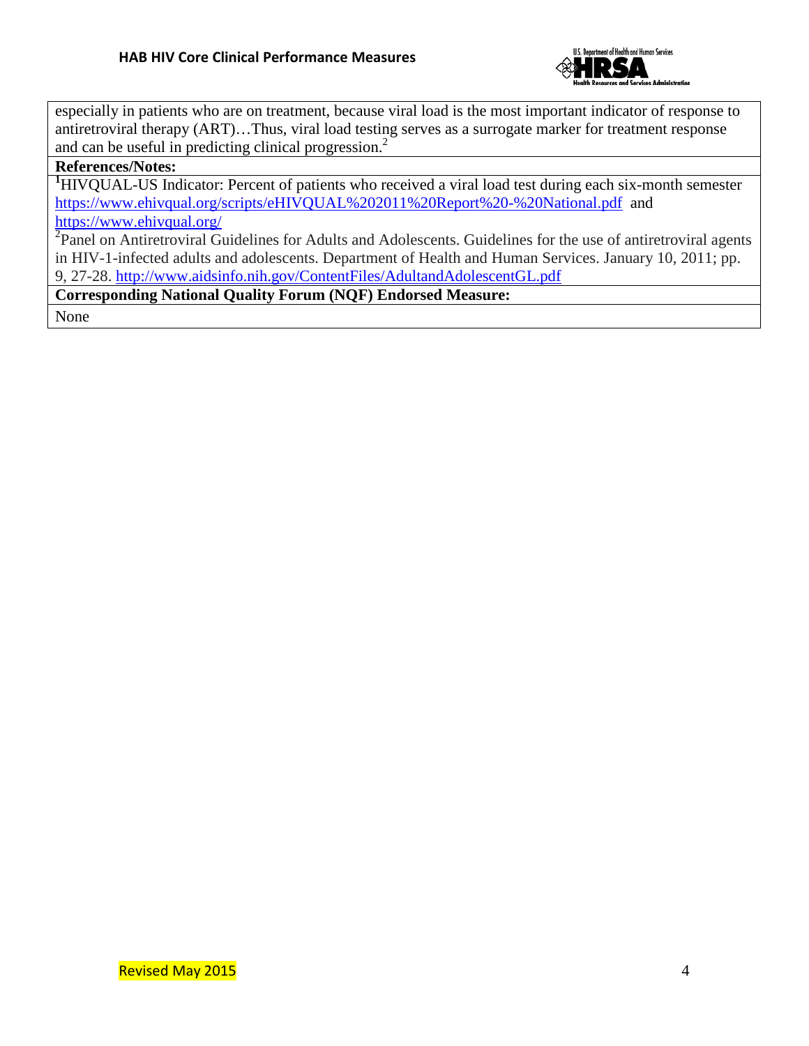especially in patients who are on treatment, because viral load is the most important indicator of response to antiretroviral therapy (ART)…Thus, viral load testing serves as a surrogate marker for treatment response and can be useful in predicting clinical progression.[2]

**References/Notes:**

[1]HIVQUAL-US Indicator: Percent of patients who received a viral load test during each six-month semester https://www.ehivqual.org/scripts/eHIVQUAL%202011%20Report%20-%20National.pdf and https://www.ehivqual.org/

[2]Panel on Antiretroviral Guidelines for Adults and Adolescents. Guidelines for the use of antiretroviral agents in HIV-1-infected adults and adolescents. Department of Health and Human Services. January 10, 2011; pp. 9, 27-28. http://www.aidsinfo.nih.gov/ContentFiles/AdultandAdolescentGL.pdf

**Corresponding National Quality Forum (NQF) Endorsed Measure:**

None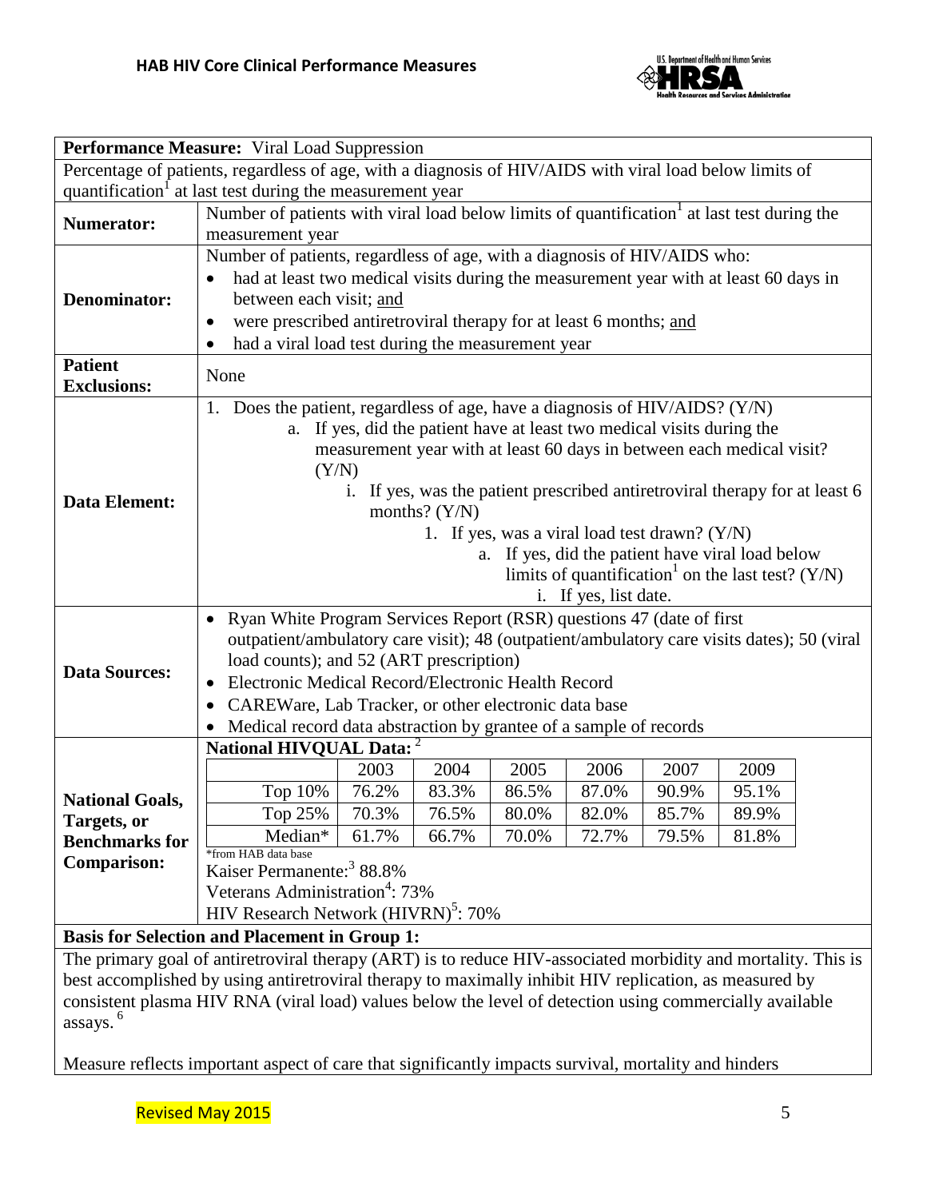| **Performance Measure:** Viral Load Suppression | |
|---|---|
| Percentage of patients, regardless of age, with a diagnosis of HIV/AIDS with viral load below limits of quantification[1] at last test during the measurement year | |
| **Numerator:** | Number of patients with viral load below limits of quantification[1] at last test during the measurement year |
| **Denominator:** | Number of patients, regardless of age, with a diagnosis of HIV/AIDS who: <br>• had at least two medical visits during the measurement year with at least 60 days in between each visit; and <br>• were prescribed antiretroviral therapy for at least 6 months; and <br>• had a viral load test during the measurement year |
| **Patient Exclusions:** | None |
| **Data Element:** | 1. Does the patient, regardless of age, have a diagnosis of HIV/AIDS? (Y/N) <br>a. If yes, did the patient have at least two medical visits during the measurement year with at least 60 days in between each medical visit? (Y/N) <br>i. If yes, was the patient prescribed antiretroviral therapy for at least 6 months? (Y/N) <br>1. If yes, was a viral load test drawn? (Y/N) <br>a. If yes, did the patient have viral load below limits of quantification[1] on the last test? (Y/N) <br>i. If yes, list date. |
| **Data Sources:** | • Ryan White Program Services Report (RSR) questions 47 (date of first outpatient/ambulatory care visit); 48 (outpatient/ambulatory care visits dates); 50 (viral load counts); and 52 (ART prescription) <br>• Electronic Medical Record/Electronic Health Record <br>• CAREWare, Lab Tracker, or other electronic data base <br>• Medical record data abstraction by grantee of a sample of records |
| **National Goals, Targets, or Benchmarks for Comparison:** | **National HIVQUAL Data:**[2] <br>Top 10%: 2003 76.2%; 2004 83.3%; 2005 86.5%; 2006 87.0%; 2007 90.9%; 2009 95.1% <br>Top 25%: 2003 70.3%; 2004 76.5%; 2005 80.0%; 2006 82.0%; 2007 85.7%; 2009 89.9% <br>Median*: 2003 61.7%; 2004 66.7%; 2005 70.0%; 2006 72.7%; 2007 79.5%; 2009 81.8% <br>*from HAB data base <br>Kaiser Permanente:[3] 88.8% <br>Veterans Administration[4]: 73% <br>HIV Research Network (HIVRN)[5]: 70% |

**National HIVQUAL Data:**[2]

| | 2003 | 2004 | 2005 | 2006 | 2007 | 2009 |
|---|---|---|---|---|---|---|
| Top 10% | 76.2% | 83.3% | 86.5% | 87.0% | 90.9% | 95.1% |
| Top 25% | 70.3% | 76.5% | 80.0% | 82.0% | 85.7% | 89.9% |
| Median* | 61.7% | 66.7% | 70.0% | 72.7% | 79.5% | 81.8% |

*from HAB data base

**Basis for Selection and Placement in Group 1:**

The primary goal of antiretroviral therapy (ART) is to reduce HIV-associated morbidity and mortality. This is best accomplished by using antiretroviral therapy to maximally inhibit HIV replication, as measured by consistent plasma HIV RNA (viral load) values below the level of detection using commercially available assays.[6]

Measure reflects important aspect of care that significantly impacts survival, mortality and hinders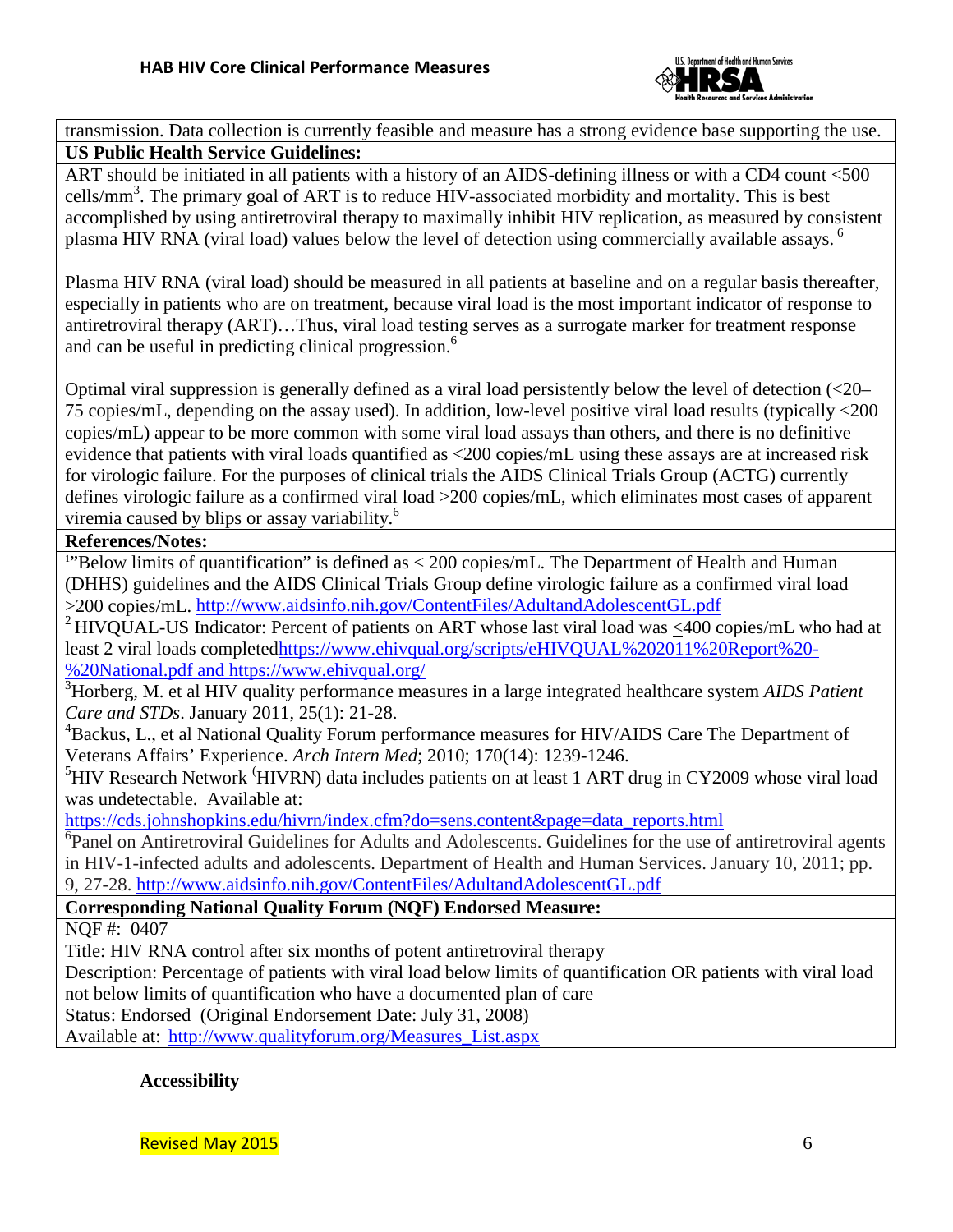transmission. Data collection is currently feasible and measure has a strong evidence base supporting the use.

**US Public Health Service Guidelines:**

ART should be initiated in all patients with a history of an AIDS-defining illness or with a CD4 count <500 cells/mm$^3$. The primary goal of ART is to reduce HIV-associated morbidity and mortality. This is best accomplished by using antiretroviral therapy to maximally inhibit HIV replication, as measured by consistent plasma HIV RNA (viral load) values below the level of detection using commercially available assays.[6]

Plasma HIV RNA (viral load) should be measured in all patients at baseline and on a regular basis thereafter, especially in patients who are on treatment, because viral load is the most important indicator of response to antiretroviral therapy (ART)…Thus, viral load testing serves as a surrogate marker for treatment response and can be useful in predicting clinical progression.[6]

Optimal viral suppression is generally defined as a viral load persistently below the level of detection (<20–75 copies/mL, depending on the assay used). In addition, low-level positive viral load results (typically <200 copies/mL) appear to be more common with some viral load assays than others, and there is no definitive evidence that patients with viral loads quantified as <200 copies/mL using these assays are at increased risk for virologic failure. For the purposes of clinical trials the AIDS Clinical Trials Group (ACTG) currently defines virologic failure as a confirmed viral load >200 copies/mL, which eliminates most cases of apparent viremia caused by blips or assay variability.[6]

**References/Notes:**

[1]"Below limits of quantification" is defined as < 200 copies/mL. The Department of Health and Human (DHHS) guidelines and the AIDS Clinical Trials Group define virologic failure as a confirmed viral load >200 copies/mL. http://www.aidsinfo.nih.gov/ContentFiles/AdultandAdolescentGL.pdf

[2] HIVQUAL-US Indicator: Percent of patients on ART whose last viral load was ≤400 copies/mL who had at least 2 viral loads completedhttps://www.ehivqual.org/scripts/eHIVQUAL%202011%20Report%20-%20National.pdf and https://www.ehivqual.org/

[3]Horberg, M. et al HIV quality performance measures in a large integrated healthcare system *AIDS Patient Care and STDs*. January 2011, 25(1): 21-28.

[4]Backus, L., et al National Quality Forum performance measures for HIV/AIDS Care The Department of Veterans Affairs' Experience. *Arch Intern Med*; 2010; 170(14): 1239-1246.

[5]HIV Research Network (HIVRN) data includes patients on at least 1 ART drug in CY2009 whose viral load was undetectable. Available at: https://cds.johnshopkins.edu/hivrn/index.cfm?do=sens.content&page=data_reports.html

[6]Panel on Antiretroviral Guidelines for Adults and Adolescents. Guidelines for the use of antiretroviral agents in HIV-1-infected adults and adolescents. Department of Health and Human Services. January 10, 2011; pp. 9, 27-28. http://www.aidsinfo.nih.gov/ContentFiles/AdultandAdolescentGL.pdf

**Corresponding National Quality Forum (NQF) Endorsed Measure:**

NQF #: 0407

Title: HIV RNA control after six months of potent antiretroviral therapy

Description: Percentage of patients with viral load below limits of quantification OR patients with viral load not below limits of quantification who have a documented plan of care

Status: Endorsed (Original Endorsement Date: July 31, 2008)

Available at: http://www.qualityforum.org/Measures_List.aspx

**Accessibility**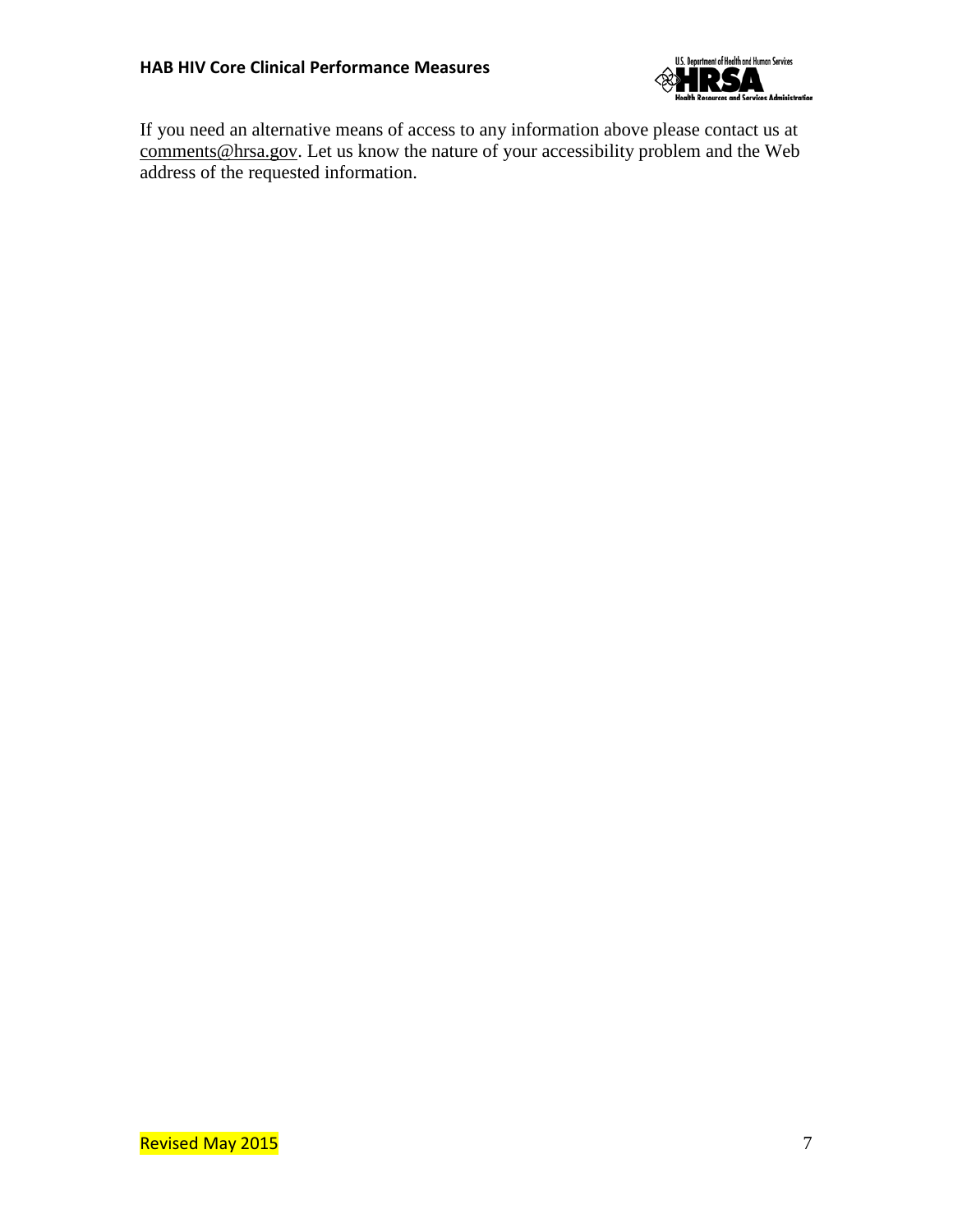If you need an alternative means of access to any information above please contact us at comments@hrsa.gov. Let us know the nature of your accessibility problem and the Web address of the requested information.